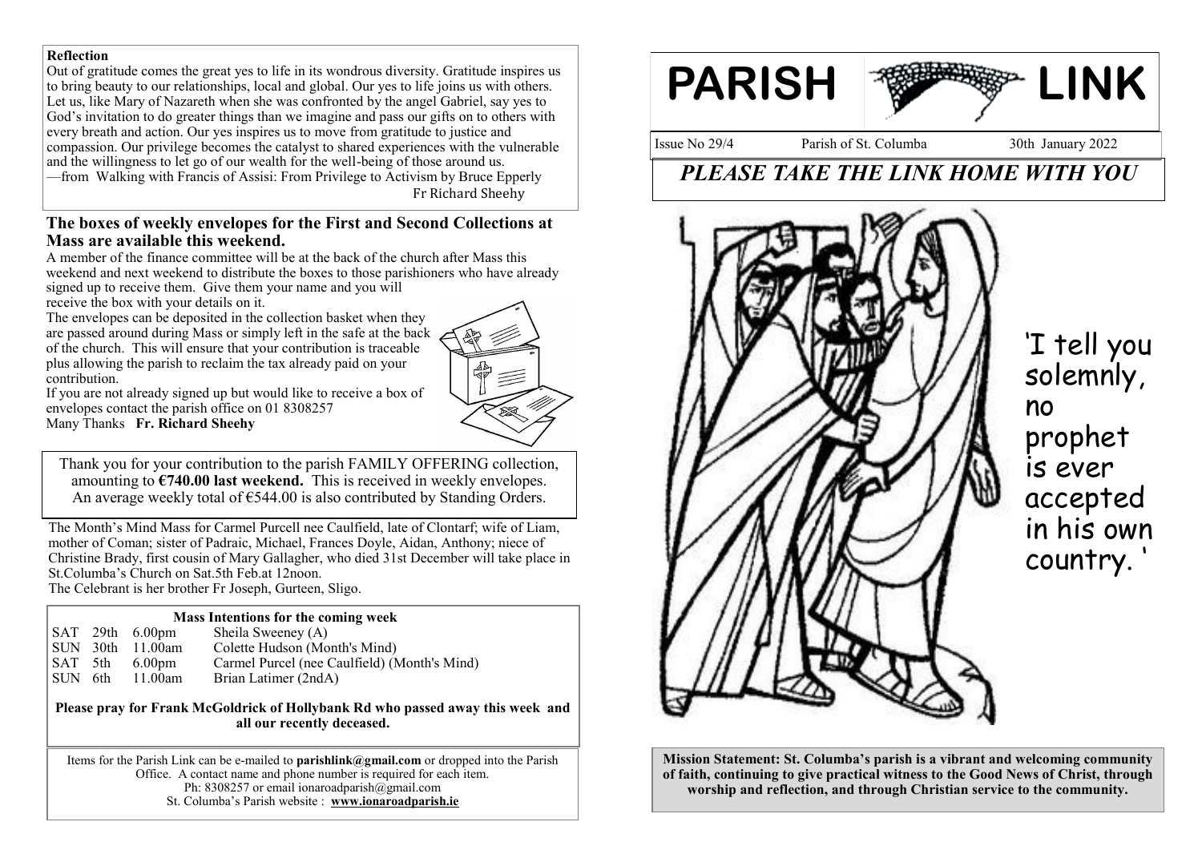**Reflection**

Out of gratitude comes the great yes to life in its wondrous diversity. Gratitude inspires us to bring beauty to our relationships, local and global. Our yes to life joins us with others. Let us, like Mary of Nazareth when she was confronted by the angel Gabriel, say yes to God's invitation to do greater things than we imagine and pass our gifts on to others with every breath and action. Our yes inspires us to move from gratitude to justice and compassion. Our privilege becomes the catalyst to shared experiences with the vulnerable and the willingness to let go of our wealth for the well-being of those around us.
—from Walking with Francis of Assisi: From Privilege to Activism by Bruce Epperly

Fr Richard Sheehy

## The boxes of weekly envelopes for the First and Second Collections at Mass are available this weekend.

A member of the finance committee will be at the back of the church after Mass this weekend and next weekend to distribute the boxes to those parishioners who have already signed up to receive them. Give them your name and you will receive the box with your details on it.

The envelopes can be deposited in the collection basket when they are passed around during Mass or simply left in the safe at the back of the church. This will ensure that your contribution is traceable plus allowing the parish to reclaim the tax already paid on your contribution.

If you are not already signed up but would like to receive a box of envelopes contact the parish office on 01 8308257

Many Thanks **Fr. Richard Sheehy**

Thank you for your contribution to the parish FAMILY OFFERING collection, amounting to **€740.00 last weekend.** This is received in weekly envelopes. An average weekly total of €544.00 is also contributed by Standing Orders.

The Month's Mind Mass for Carmel Purcell nee Caulfield, late of Clontarf; wife of Liam, mother of Coman; sister of Padraic, Michael, Frances Doyle, Aidan, Anthony; niece of Christine Brady, first cousin of Mary Gallagher, who died 31st December will take place in St.Columba's Church on Sat.5th Feb.at 12noon.
The Celebrant is her brother Fr Joseph, Gurteen, Sligo.

**Mass Intentions for the coming week**

| | | | |
|---|---|---|---|
| SAT | 29th | 6.00pm | Sheila Sweeney (A) |
| SUN | 30th | 11.00am | Colette Hudson (Month's Mind) |
| SAT | 5th | 6.00pm | Carmel Purcel (nee Caulfield) (Month's Mind) |
| SUN | 6th | 11.00am | Brian Latimer (2ndA) |

**Please pray for Frank McGoldrick of Hollybank Rd who passed away this week and all our recently deceased.**

Items for the Parish Link can be e-mailed to **parishlink@gmail.com** or dropped into the Parish Office. A contact name and phone number is required for each item.
Ph: 8308257 or email ionaroadparish@gmail.com
St. Columba's Parish website : **www.ionaroadparish.ie**

# PARISH LINK

Issue No 29/4 | Parish of St. Columba | 30th January 2022

## *PLEASE TAKE THE LINK HOME WITH YOU*

'I tell you solemnly, no prophet is ever accepted in his own country.'

**Mission Statement: St. Columba's parish is a vibrant and welcoming community of faith, continuing to give practical witness to the Good News of Christ, through worship and reflection, and through Christian service to the community.**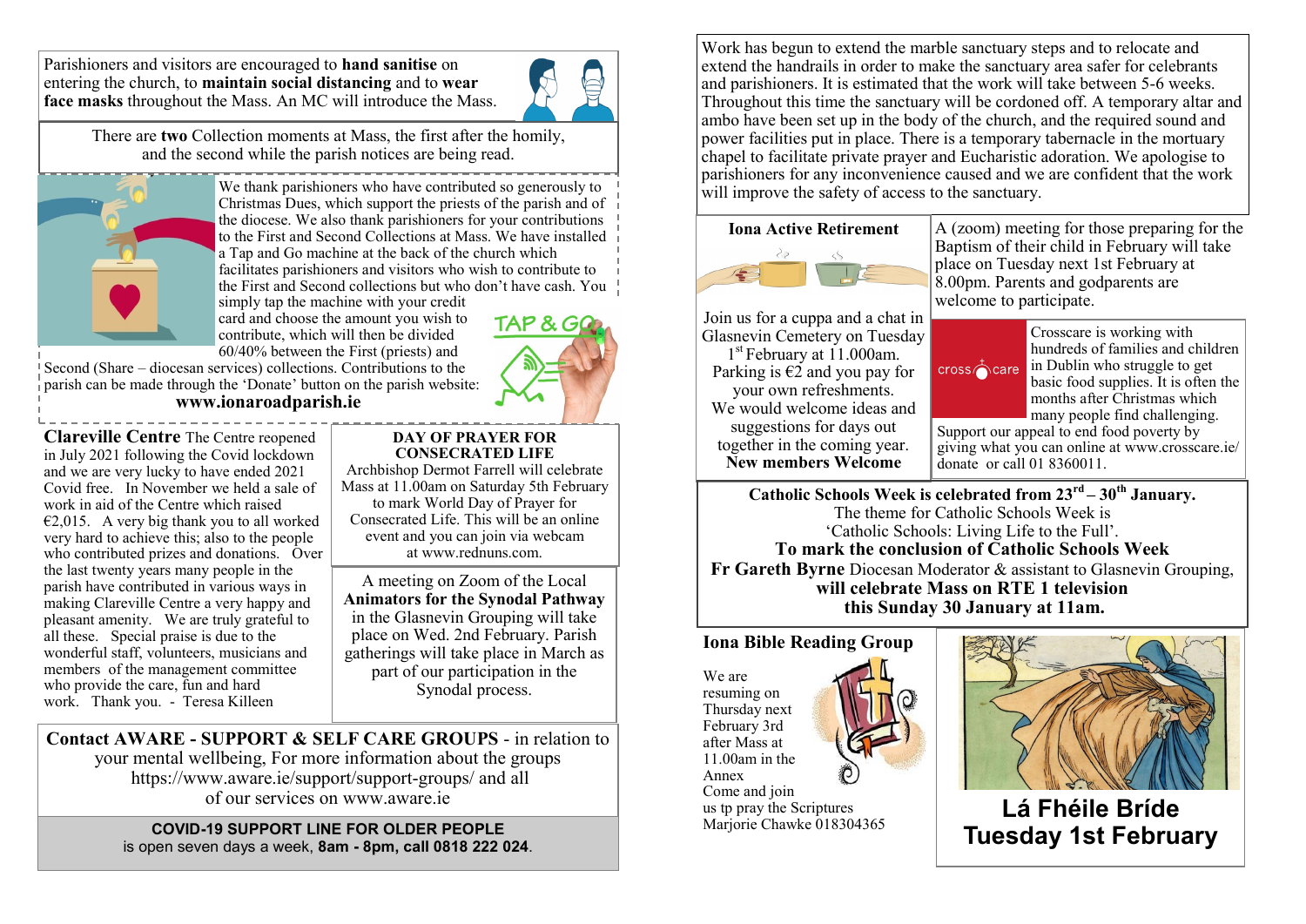Parishioners and visitors are encouraged to **hand sanitise** on entering the church, to **maintain social distancing** and to **wear face masks** throughout the Mass. An MC will introduce the Mass.

There are **two** Collection moments at Mass, the first after the homily, and the second while the parish notices are being read.

We thank parishioners who have contributed so generously to Christmas Dues, which support the priests of the parish and of the diocese. We also thank parishioners for your contributions to the First and Second Collections at Mass. We have installed a Tap and Go machine at the back of the church which facilitates parishioners and visitors who wish to contribute to the First and Second collections but who don't have cash. You simply tap the machine with your credit card and choose the amount you wish to contribute, which will then be divided 60/40% between the First (priests) and Second (Share – diocesan services) collections. Contributions to the parish can be made through the 'Donate' button on the parish website:

**www.ionaroadparish.ie**

TAP & GO

**Clareville Centre** The Centre reopened in July 2021 following the Covid lockdown and we are very lucky to have ended 2021 Covid free. In November we held a sale of work in aid of the Centre which raised €2,015. A very big thank you to all worked very hard to achieve this; also to the people who contributed prizes and donations. Over the last twenty years many people in the parish have contributed in various ways in making Clareville Centre a very happy and pleasant amenity. We are truly grateful to all these. Special praise is due to the wonderful staff, volunteers, musicians and members of the management committee who provide the care, fun and hard work. Thank you. - Teresa Killeen

**DAY OF PRAYER FOR CONSECRATED LIFE**

Archbishop Dermot Farrell will celebrate Mass at 11.00am on Saturday 5th February to mark World Day of Prayer for Consecrated Life. This will be an online event and you can join via webcam at www.rednuns.com.

A meeting on Zoom of the Local **Animators for the Synodal Pathway** in the Glasnevin Grouping will take place on Wed. 2nd February. Parish gatherings will take place in March as part of our participation in the Synodal process.

**Contact AWARE - SUPPORT & SELF CARE GROUPS** - in relation to your mental wellbeing, For more information about the groups https://www.aware.ie/support/support-groups/ and all of our services on www.aware.ie

**COVID-19 SUPPORT LINE FOR OLDER PEOPLE**
is open seven days a week, **8am - 8pm, call 0818 222 024**.

Work has begun to extend the marble sanctuary steps and to relocate and extend the handrails in order to make the sanctuary area safer for celebrants and parishioners. It is estimated that the work will take between 5-6 weeks. Throughout this time the sanctuary will be cordoned off. A temporary altar and ambo have been set up in the body of the church, and the required sound and power facilities put in place. There is a temporary tabernacle in the mortuary chapel to facilitate private prayer and Eucharistic adoration. We apologise to parishioners for any inconvenience caused and we are confident that the work will improve the safety of access to the sanctuary.

**Iona Active Retirement**

Join us for a cuppa and a chat in Glasnevin Cemetery on Tuesday 1st February at 11.000am. Parking is €2 and you pay for your own refreshments. We would welcome ideas and suggestions for days out together in the coming year.
**New members Welcome**

A (zoom) meeting for those preparing for the Baptism of their child in February will take place on Tuesday next 1st February at 8.00pm. Parents and godparents are welcome to participate.

cross care

Crosscare is working with hundreds of families and children in Dublin who struggle to get basic food supplies. It is often the months after Christmas which many people find challenging. Support our appeal to end food poverty by giving what you can online at www.crosscare.ie/donate or call 01 8360011.

**Catholic Schools Week is celebrated from 23rd – 30th January.**
The theme for Catholic Schools Week is 'Catholic Schools: Living Life to the Full'.
**To mark the conclusion of Catholic Schools Week**
**Fr Gareth Byrne** Diocesan Moderator & assistant to Glasnevin Grouping, **will celebrate Mass on RTE 1 television this Sunday 30 January at 11am.**

**Iona Bible Reading Group**

We are resuming on Thursday next February 3rd after Mass at 11.00am in the Annex
Come and join us tp pray the Scriptures
Marjorie Chawke 018304365

**Lá Fhéile Bríde**
**Tuesday 1st February**